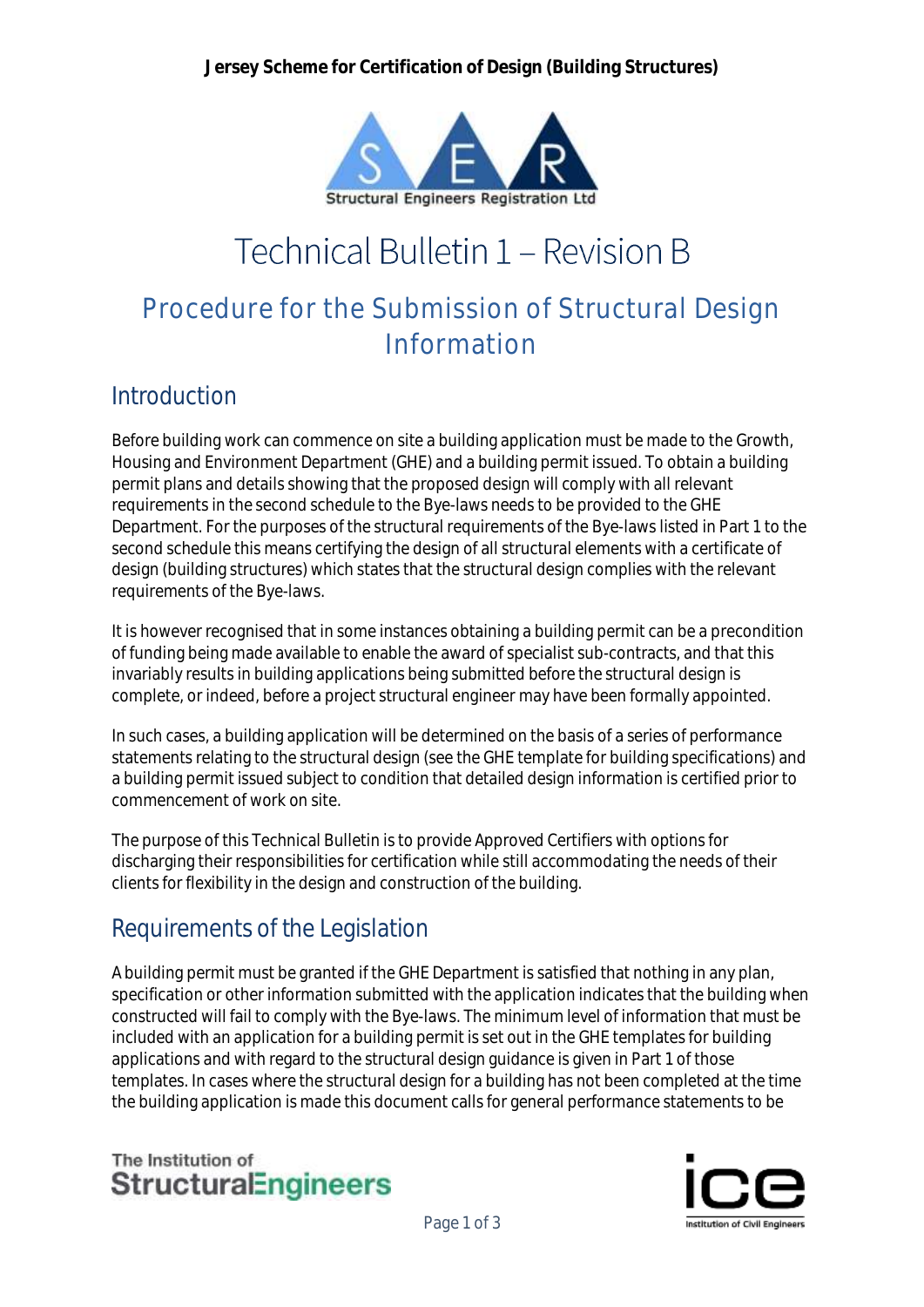**Jersey Scheme for Certification of Design (Building Structures)**

# Technical Bulletin 1 – Revision B

## Procedure for the Submission of Structural Design Information

### Introduction

Before building work can commence on site a building application must be made to the Growth, Housing and Environment Department (GHE) and a building permit issued. To obtain a building permit plans and details showing that the proposed design will comply with all relevant requirements in the second schedule to the Bye-laws needs to be provided to the GHE Department. For the purposes of the structural requirements of the Bye-laws listed in Part 1 to the second schedule this means certifying the design of all structural elements with a certificate of design (building structures) which states that the structural design complies with the relevant requirements of the Bye-laws.

It is however recognised that in some instances obtaining a building permit can be a precondition of funding being made available to enable the award of specialist sub-contracts, and that this invariably results in building applications being submitted before the structural design is complete, or indeed, before a project structural engineer may have been formally appointed.

In such cases, a building application will be determined on the basis of a series of performance statements relating to the structural design (see the GHE template for building specifications) and a building permit issued subject to condition that detailed design information is certified prior to commencement of work on site.

The purpose of this Technical Bulletin is to provide Approved Certifiers with options for discharging their responsibilities for certification while still accommodating the needs of their clients for flexibility in the design and construction of the building.

### Requirements of the Legislation

A building permit must be granted if the GHE Department is satisfied that nothing in any plan, specification or other information submitted with the application indicates that the building when constructed will fail to comply with the Bye-laws. The minimum level of information that must be included with an application for a building permit is set out in the GHE templates for building applications and with regard to the structural design guidance is given in Part 1 of those templates. In cases where the structural design for a building has not been completed at the time the building application is made this document calls for general performance statements to be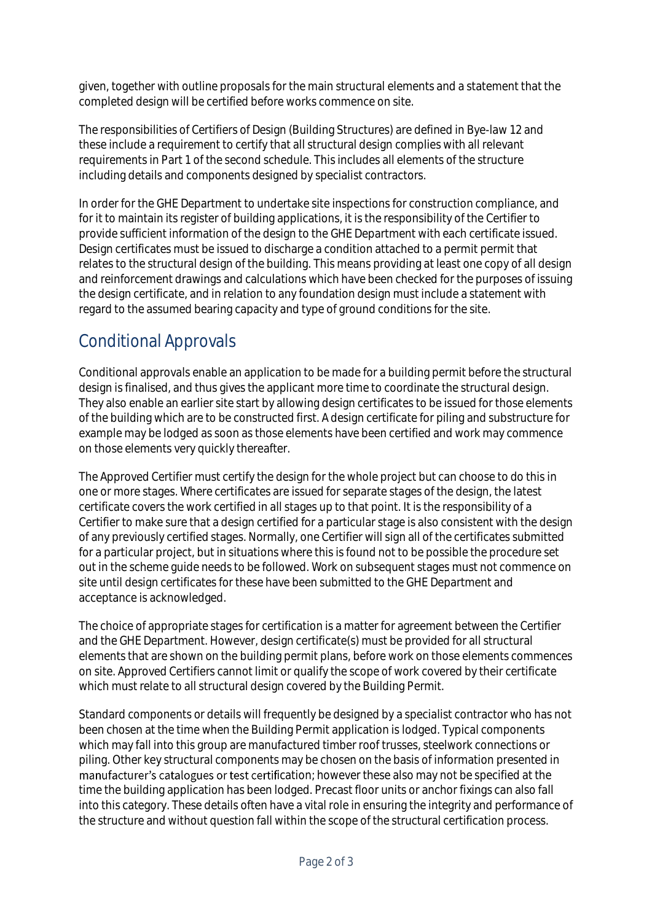given, together with outline proposals for the main structural elements and a statement that the completed design will be certified before works commence on site.

The responsibilities of Certifiers of Design (Building Structures) are defined in Bye-law 12 and these include a requirement to certify that all structural design complies with all relevant requirements in Part 1 of the second schedule. This includes all elements of the structure including details and components designed by specialist contractors.

In order for the GHE Department to undertake site inspections for construction compliance, and for it to maintain its register of building applications, it is the responsibility of the Certifier to provide sufficient information of the design to the GHE Department with each certificate issued. Design certificates must be issued to discharge a condition attached to a permit permit that relates to the structural design of the building. This means providing at least one copy of all design and reinforcement drawings and calculations which have been checked for the purposes of issuing the design certificate, and in relation to any foundation design must include a statement with regard to the assumed bearing capacity and type of ground conditions for the site.

## Conditional Approvals

Conditional approvals enable an application to be made for a building permit before the structural design is finalised, and thus gives the applicant more time to coordinate the structural design. They also enable an earlier site start by allowing design certificates to be issued for those elements of the building which are to be constructed first. A design certificate for piling and substructure for example may be lodged as soon as those elements have been certified and work may commence on those elements very quickly thereafter.

The Approved Certifier must certify the design for the whole project but can choose to do this in one or more stages. Where certificates are issued for separate stages of the design, the latest certificate covers the work certified in all stages up to that point. It is the responsibility of a Certifier to make sure that a design certified for a particular stage is also consistent with the design of any previously certified stages. Normally, one Certifier will sign all of the certificates submitted for a particular project, but in situations where this is found not to be possible the procedure set out in the scheme guide needs to be followed. Work on subsequent stages must not commence on site until design certificates for these have been submitted to the GHE Department and acceptance is acknowledged.

The choice of appropriate stages for certification is a matter for agreement between the Certifier and the GHE Department. However, design certificate(s) must be provided for all structural elements that are shown on the building permit plans, before work on those elements commences on site. Approved Certifiers cannot limit or qualify the scope of work covered by their certificate which must relate to all structural design covered by the Building Permit.

Standard components or details will frequently be designed by a specialist contractor who has not been chosen at the time when the Building Permit application is lodged. Typical components which may fall into this group are manufactured timber roof trusses, steelwork connections or piling. Other key structural components may be chosen on the basis of information presented in manufacturer's catalogues or test certification; however these also may not be specified at the time the building application has been lodged. Precast floor units or anchor fixings can also fall into this category. These details often have a vital role in ensuring the integrity and performance of the structure and without question fall within the scope of the structural certification process.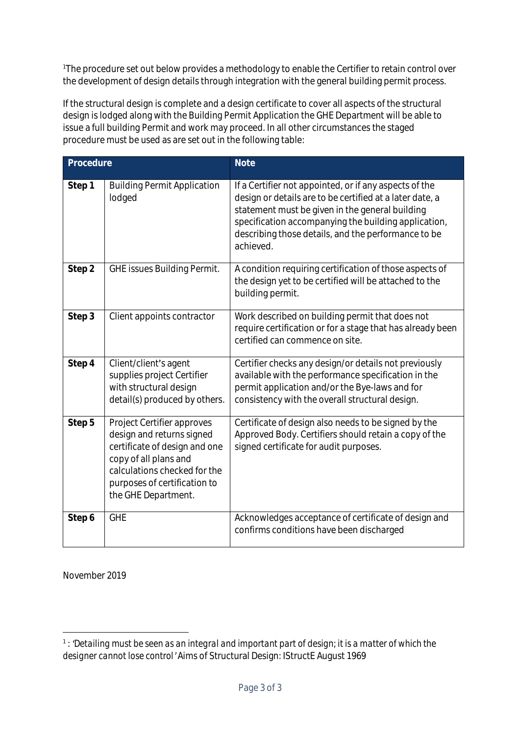[1]The procedure set out below provides a methodology to enable the Certifier to retain control over the development of design details through integration with the general building permit process.

If the structural design is complete and a design certificate to cover all aspects of the structural design is lodged along with the Building Permit Application the GHE Department will be able to issue a full building Permit and work may proceed. In all other circumstances the staged procedure must be used as are set out in the following table:

| Procedure | | Note |
|---|---|---|
| Step 1 | Building Permit Application lodged | If a Certifier not appointed, or if any aspects of the design or details are to be certified at a later date, a statement must be given in the general building specification accompanying the building application, describing those details, and the performance to be achieved. |
| Step 2 | GHE issues Building Permit. | A condition requiring certification of those aspects of the design yet to be certified will be attached to the building permit. |
| Step 3 | Client appoints contractor | Work described on building permit that does not require certification or for a stage that has already been certified can commence on site. |
| Step 4 | Client/client's agent supplies project Certifier with structural design detail(s) produced by others. | Certifier checks any design/or details not previously available with the performance specification in the permit application and/or the Bye-laws and for consistency with the overall structural design. |
| Step 5 | Project Certifier approves design and returns signed certificate of design and one copy of all plans and calculations checked for the purposes of certification to the GHE Department. | Certificate of design also needs to be signed by the Approved Body. Certifiers should retain a copy of the signed certificate for audit purposes. |
| Step 6 | GHE | Acknowledges acceptance of certificate of design and confirms conditions have been discharged |

November 2019

---

[1] : '*Detailing must be seen as an integral and important part of design; it is a matter of which the designer cannot lose control*' Aims of Structural Design: IStructE August 1969